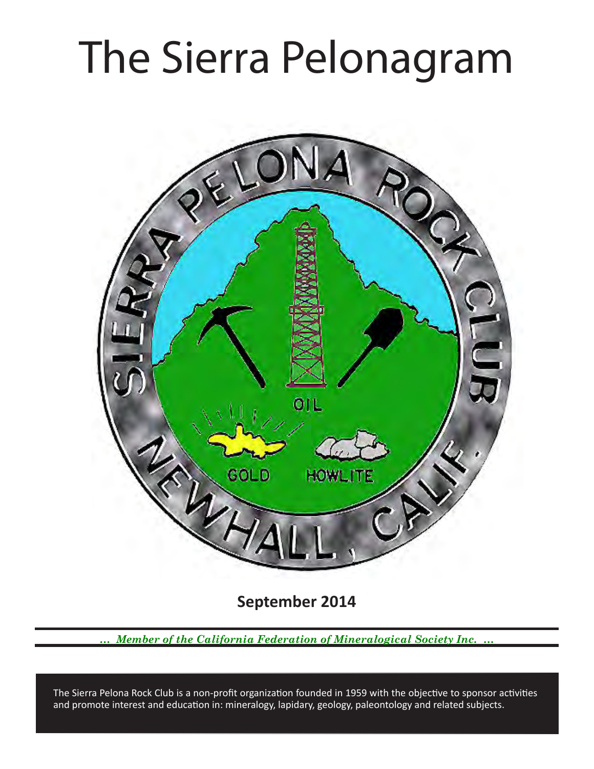# The Sierra Pelonagram

**September 2014**

*... Member of the California Federation of Mineralogical Society Inc. ...*

The Sierra Pelona Rock Club is a non-profit organization founded in 1959 with the objective to sponsor activities and promote interest and education in: mineralogy, lapidary, geology, paleontology and related subjects.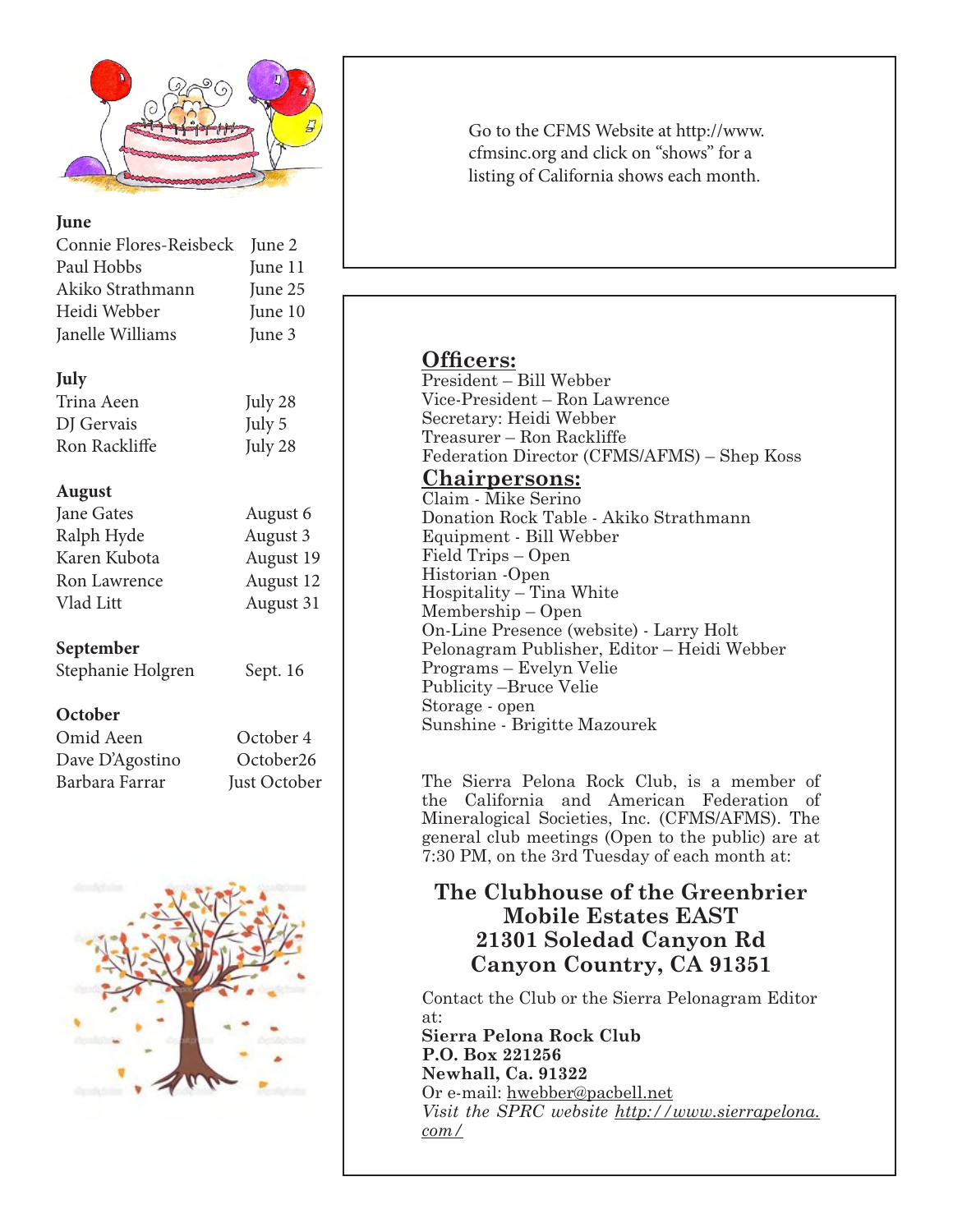**June**

| | |
|---|---|
| Connie Flores-Reisbeck | June 2 |
| Paul Hobbs | June 11 |
| Akiko Strathmann | June 25 |
| Heidi Webber | June 10 |
| Janelle Williams | June 3 |

**July**

| | |
|---|---|
| Trina Aeen | July 28 |
| DJ Gervais | July 5 |
| Ron Rackliffe | July 28 |

**August**

| | |
|---|---|
| Jane Gates | August 6 |
| Ralph Hyde | August 3 |
| Karen Kubota | August 19 |
| Ron Lawrence | August 12 |
| Vlad Litt | August 31 |

**September**

| | |
|---|---|
| Stephanie Holgren | Sept. 16 |

**October**

| | |
|---|---|
| Omid Aeen | October 4 |
| Dave D'Agostino | October26 |
| Barbara Farrar | Just October |

Go to the CFMS Website at http://www.cfmsinc.org and click on "shows" for a listing of California shows each month.

## Officers:

President – Bill Webber
Vice-President – Ron Lawrence
Secretary: Heidi Webber
Treasurer – Ron Rackliffe
Federation Director (CFMS/AFMS) – Shep Koss

## Chairpersons:

Claim - Mike Serino
Donation Rock Table - Akiko Strathmann
Equipment - Bill Webber
Field Trips – Open
Historian -Open
Hospitality – Tina White
Membership – Open
On-Line Presence (website) - Larry Holt
Pelonagram Publisher, Editor – Heidi Webber
Programs – Evelyn Velie
Publicity –Bruce Velie
Storage - open
Sunshine - Brigitte Mazourek

The Sierra Pelona Rock Club, is a member of the California and American Federation of Mineralogical Societies, Inc. (CFMS/AFMS). The general club meetings (Open to the public) are at 7:30 PM, on the 3rd Tuesday of each month at:

**The Clubhouse of the Greenbrier Mobile Estates EAST**
**21301 Soledad Canyon Rd**
**Canyon Country, CA 91351**

Contact the Club or the Sierra Pelonagram Editor at:
**Sierra Pelona Rock Club**
**P.O. Box 221256**
**Newhall, Ca. 91322**
Or e-mail: hwebber@pacbell.net
*Visit the SPRC website http://www.sierrapelona.com/*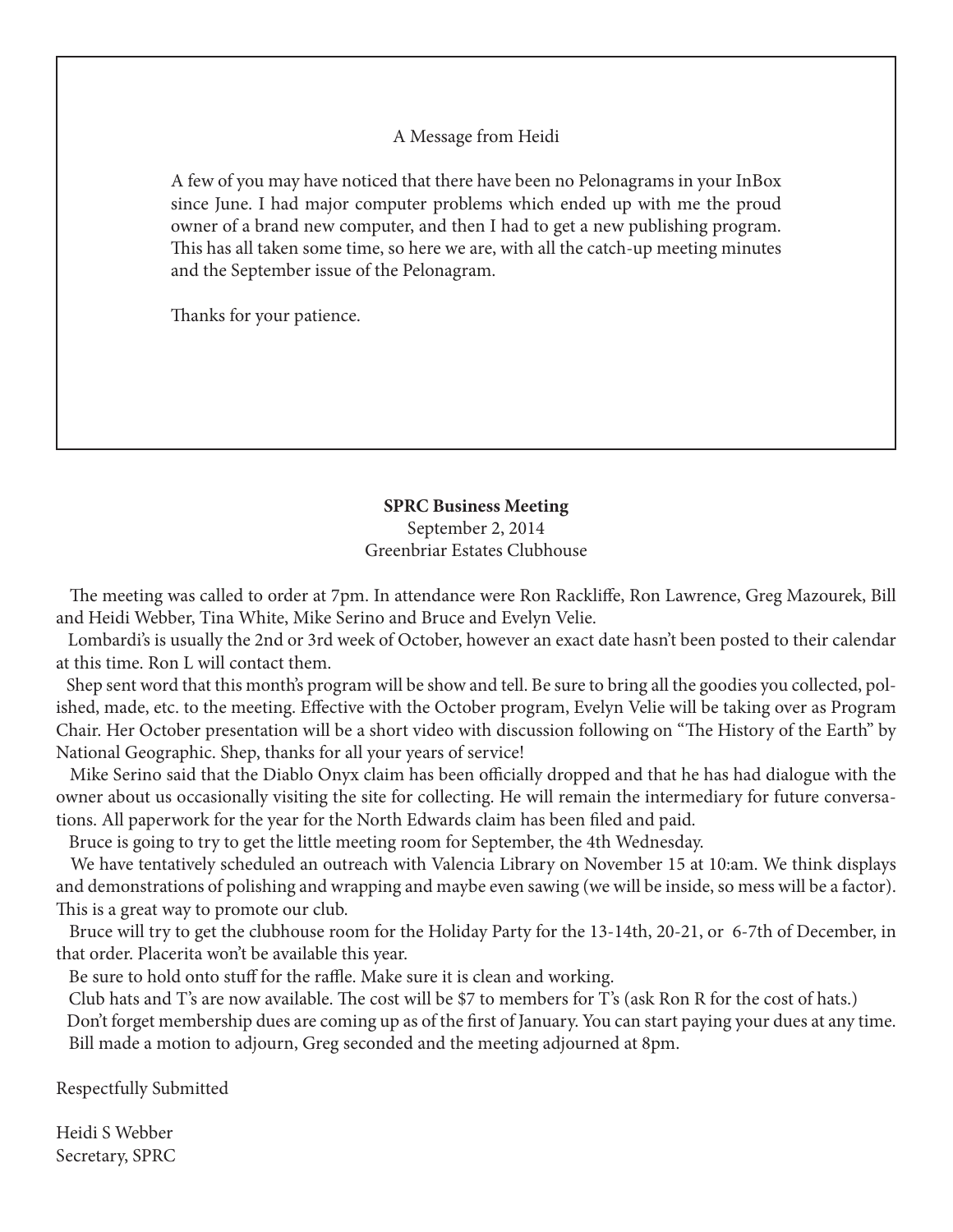## A Message from Heidi

A few of you may have noticed that there have been no Pelonagrams in your InBox since June. I had major computer problems which ended up with me the proud owner of a brand new computer, and then I had to get a new publishing program. This has all taken some time, so here we are, with all the catch-up meeting minutes and the September issue of the Pelonagram.

Thanks for your patience.

**SPRC Business Meeting**
September 2, 2014
Greenbriar Estates Clubhouse

The meeting was called to order at 7pm. In attendance were Ron Rackliffe, Ron Lawrence, Greg Mazourek, Bill and Heidi Webber, Tina White, Mike Serino and Bruce and Evelyn Velie.

Lombardi's is usually the 2nd or 3rd week of October, however an exact date hasn't been posted to their calendar at this time. Ron L will contact them.

Shep sent word that this month's program will be show and tell. Be sure to bring all the goodies you collected, polished, made, etc. to the meeting. Effective with the October program, Evelyn Velie will be taking over as Program Chair. Her October presentation will be a short video with discussion following on "The History of the Earth" by National Geographic. Shep, thanks for all your years of service!

Mike Serino said that the Diablo Onyx claim has been officially dropped and that he has had dialogue with the owner about us occasionally visiting the site for collecting. He will remain the intermediary for future conversations. All paperwork for the year for the North Edwards claim has been filed and paid.

Bruce is going to try to get the little meeting room for September, the 4th Wednesday.

We have tentatively scheduled an outreach with Valencia Library on November 15 at 10:am. We think displays and demonstrations of polishing and wrapping and maybe even sawing (we will be inside, so mess will be a factor). This is a great way to promote our club.

Bruce will try to get the clubhouse room for the Holiday Party for the 13-14th, 20-21, or 6-7th of December, in that order. Placerita won't be available this year.

Be sure to hold onto stuff for the raffle. Make sure it is clean and working.

Club hats and T's are now available. The cost will be $7 to members for T's (ask Ron R for the cost of hats.)

Don't forget membership dues are coming up as of the first of January. You can start paying your dues at any time.

Bill made a motion to adjourn, Greg seconded and the meeting adjourned at 8pm.

Respectfully Submitted

Heidi S Webber
Secretary, SPRC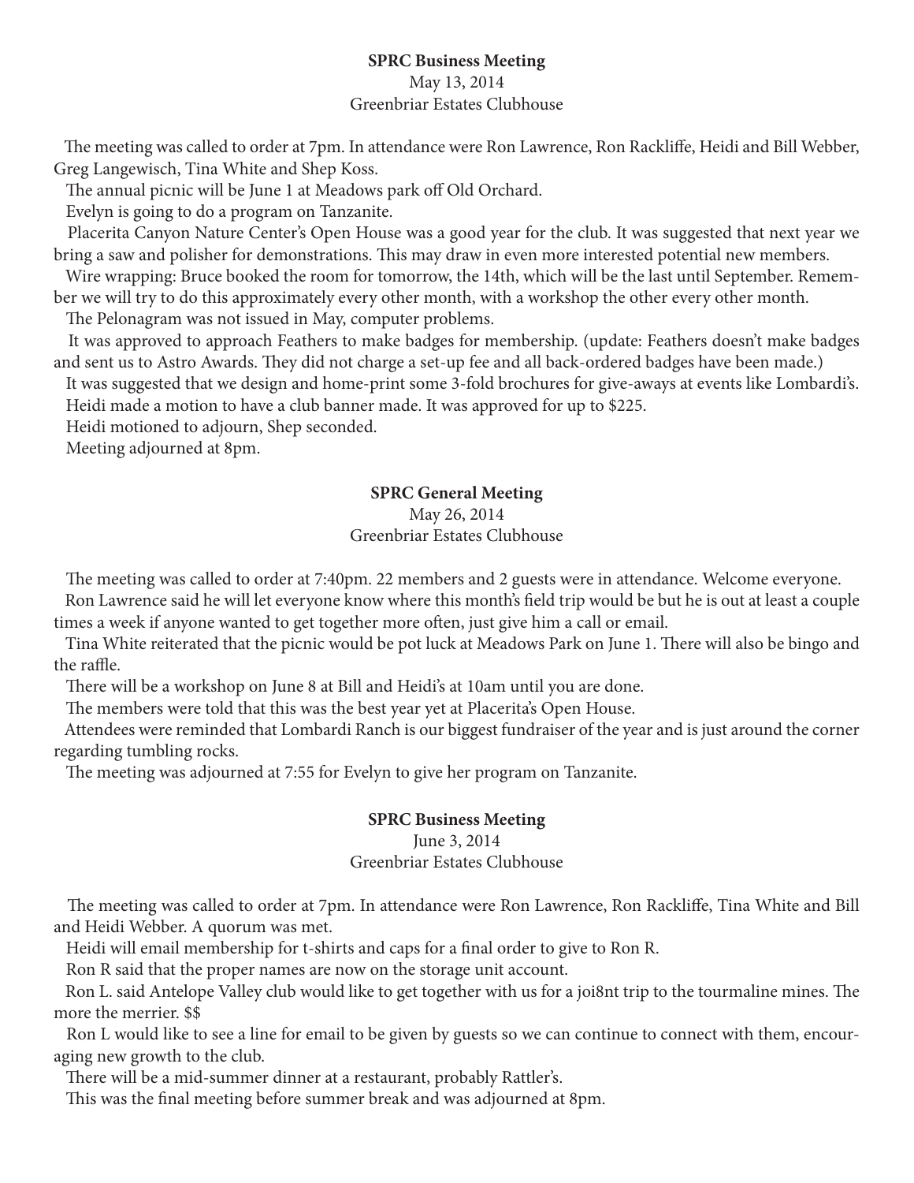**SPRC Business Meeting**

May 13, 2014

Greenbriar Estates Clubhouse

The meeting was called to order at 7pm. In attendance were Ron Lawrence, Ron Rackliffe, Heidi and Bill Webber, Greg Langewisch, Tina White and Shep Koss.

The annual picnic will be June 1 at Meadows park off Old Orchard.

Evelyn is going to do a program on Tanzanite.

Placerita Canyon Nature Center's Open House was a good year for the club. It was suggested that next year we bring a saw and polisher for demonstrations. This may draw in even more interested potential new members.

Wire wrapping: Bruce booked the room for tomorrow, the 14th, which will be the last until September. Remember we will try to do this approximately every other month, with a workshop the other every other month.

The Pelonagram was not issued in May, computer problems.

It was approved to approach Feathers to make badges for membership. (update: Feathers doesn't make badges and sent us to Astro Awards. They did not charge a set-up fee and all back-ordered badges have been made.)

It was suggested that we design and home-print some 3-fold brochures for give-aways at events like Lombardi's.

Heidi made a motion to have a club banner made. It was approved for up to $225.

Heidi motioned to adjourn, Shep seconded.

Meeting adjourned at 8pm.

**SPRC General Meeting**

May 26, 2014

Greenbriar Estates Clubhouse

The meeting was called to order at 7:40pm. 22 members and 2 guests were in attendance. Welcome everyone.

Ron Lawrence said he will let everyone know where this month's field trip would be but he is out at least a couple times a week if anyone wanted to get together more often, just give him a call or email.

Tina White reiterated that the picnic would be pot luck at Meadows Park on June 1. There will also be bingo and the raffle.

There will be a workshop on June 8 at Bill and Heidi's at 10am until you are done.

The members were told that this was the best year yet at Placerita's Open House.

Attendees were reminded that Lombardi Ranch is our biggest fundraiser of the year and is just around the corner regarding tumbling rocks.

The meeting was adjourned at 7:55 for Evelyn to give her program on Tanzanite.

**SPRC Business Meeting**

June 3, 2014

Greenbriar Estates Clubhouse

The meeting was called to order at 7pm. In attendance were Ron Lawrence, Ron Rackliffe, Tina White and Bill and Heidi Webber. A quorum was met.

Heidi will email membership for t-shirts and caps for a final order to give to Ron R.

Ron R said that the proper names are now on the storage unit account.

Ron L. said Antelope Valley club would like to get together with us for a joi8nt trip to the tourmaline mines. The more the merrier. $$

Ron L would like to see a line for email to be given by guests so we can continue to connect with them, encouraging new growth to the club.

There will be a mid-summer dinner at a restaurant, probably Rattler's.

This was the final meeting before summer break and was adjourned at 8pm.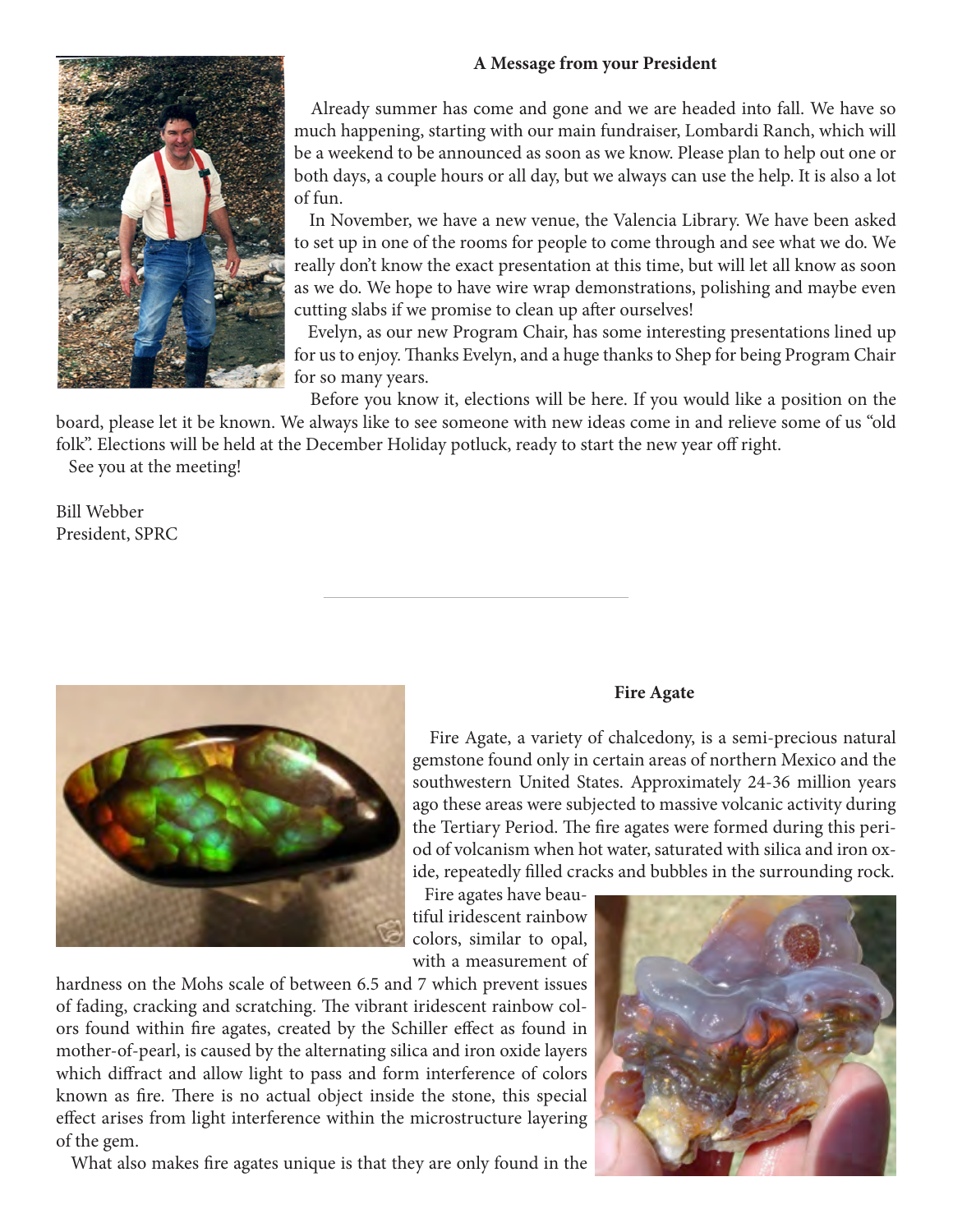## A Message from your President

Already summer has come and gone and we are headed into fall. We have so much happening, starting with our main fundraiser, Lombardi Ranch, which will be a weekend to be announced as soon as we know. Please plan to help out one or both days, a couple hours or all day, but we always can use the help. It is also a lot of fun.

In November, we have a new venue, the Valencia Library. We have been asked to set up in one of the rooms for people to come through and see what we do. We really don't know the exact presentation at this time, but will let all know as soon as we do. We hope to have wire wrap demonstrations, polishing and maybe even cutting slabs if we promise to clean up after ourselves!

Evelyn, as our new Program Chair, has some interesting presentations lined up for us to enjoy. Thanks Evelyn, and a huge thanks to Shep for being Program Chair for so many years.

Before you know it, elections will be here. If you would like a position on the board, please let it be known. We always like to see someone with new ideas come in and relieve some of us "old folk". Elections will be held at the December Holiday potluck, ready to start the new year off right.

See you at the meeting!

Bill Webber
President, SPRC

---

## Fire Agate

Fire Agate, a variety of chalcedony, is a semi-precious natural gemstone found only in certain areas of northern Mexico and the southwestern United States. Approximately 24-36 million years ago these areas were subjected to massive volcanic activity during the Tertiary Period. The fire agates were formed during this period of volcanism when hot water, saturated with silica and iron oxide, repeatedly filled cracks and bubbles in the surrounding rock.

Fire agates have beautiful iridescent rainbow colors, similar to opal, with a measurement of hardness on the Mohs scale of between 6.5 and 7 which prevent issues of fading, cracking and scratching. The vibrant iridescent rainbow colors found within fire agates, created by the Schiller effect as found in mother-of-pearl, is caused by the alternating silica and iron oxide layers which diffract and allow light to pass and form interference of colors known as fire. There is no actual object inside the stone, this special effect arises from light interference within the microstructure layering of the gem.

What also makes fire agates unique is that they are only found in the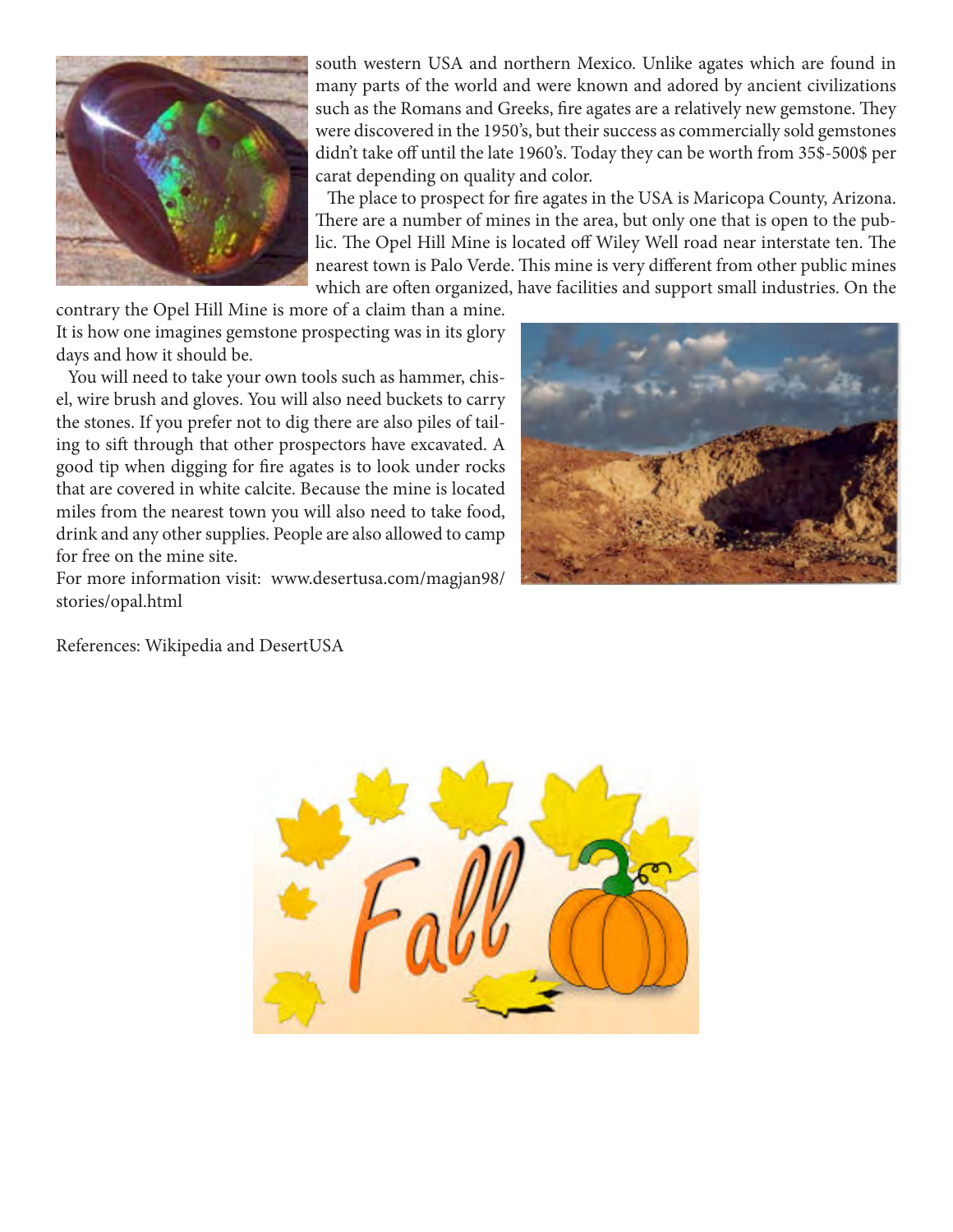south western USA and northern Mexico. Unlike agates which are found in many parts of the world and were known and adored by ancient civilizations such as the Romans and Greeks, fire agates are a relatively new gemstone. They were discovered in the 1950's, but their success as commercially sold gemstones didn't take off until the late 1960's. Today they can be worth from 35$-500$ per carat depending on quality and color.

The place to prospect for fire agates in the USA is Maricopa County, Arizona. There are a number of mines in the area, but only one that is open to the public. The Opel Hill Mine is located off Wiley Well road near interstate ten. The nearest town is Palo Verde. This mine is very different from other public mines which are often organized, have facilities and support small industries. On the contrary the Opel Hill Mine is more of a claim than a mine. It is how one imagines gemstone prospecting was in its glory days and how it should be.

You will need to take your own tools such as hammer, chisel, wire brush and gloves. You will also need buckets to carry the stones. If you prefer not to dig there are also piles of tailing to sift through that other prospectors have excavated. A good tip when digging for fire agates is to look under rocks that are covered in white calcite. Because the mine is located miles from the nearest town you will also need to take food, drink and any other supplies. People are also allowed to camp for free on the mine site.

For more information visit: www.desertusa.com/magjan98/stories/opal.html

References: Wikipedia and DesertUSA